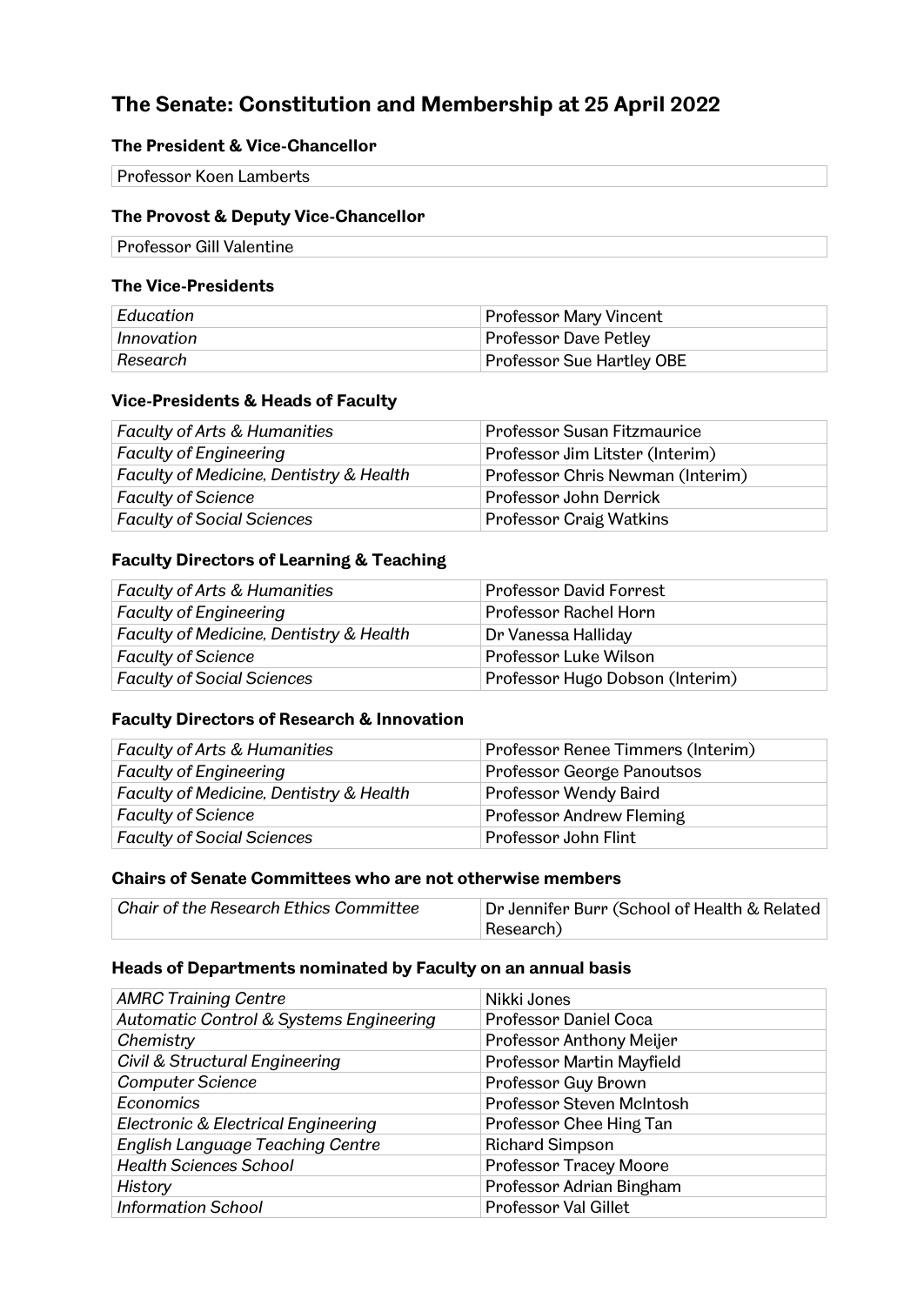# The Senate: Constitution and Membership at 25 April 2022

### The President & Vice-Chancellor

| Professor Koen Lamberts |
|---|

### The Provost & Deputy Vice-Chancellor

| Professor Gill Valentine |
|---|

### The Vice-Presidents

| | |
|---|---|
| *Education* | Professor Mary Vincent |
| *Innovation* | Professor Dave Petley |
| *Research* | Professor Sue Hartley OBE |

### Vice-Presidents & Heads of Faculty

| | |
|---|---|
| *Faculty of Arts & Humanities* | Professor Susan Fitzmaurice |
| *Faculty of Engineering* | Professor Jim Litster (Interim) |
| *Faculty of Medicine, Dentistry & Health* | Professor Chris Newman (Interim) |
| *Faculty of Science* | Professor John Derrick |
| *Faculty of Social Sciences* | Professor Craig Watkins |

### Faculty Directors of Learning & Teaching

| | |
|---|---|
| *Faculty of Arts & Humanities* | Professor David Forrest |
| *Faculty of Engineering* | Professor Rachel Horn |
| *Faculty of Medicine, Dentistry & Health* | Dr Vanessa Halliday |
| *Faculty of Science* | Professor Luke Wilson |
| *Faculty of Social Sciences* | Professor Hugo Dobson (Interim) |

### Faculty Directors of Research & Innovation

| | |
|---|---|
| *Faculty of Arts & Humanities* | Professor Renee Timmers (Interim) |
| *Faculty of Engineering* | Professor George Panoutsos |
| *Faculty of Medicine, Dentistry & Health* | Professor Wendy Baird |
| *Faculty of Science* | Professor Andrew Fleming |
| *Faculty of Social Sciences* | Professor John Flint |

### Chairs of Senate Committees who are not otherwise members

| | |
|---|---|
| *Chair of the Research Ethics Committee* | Dr Jennifer Burr (School of Health & Related Research) |

### Heads of Departments nominated by Faculty on an annual basis

| | |
|---|---|
| *AMRC Training Centre* | Nikki Jones |
| *Automatic Control & Systems Engineering* | Professor Daniel Coca |
| *Chemistry* | Professor Anthony Meijer |
| *Civil & Structural Engineering* | Professor Martin Mayfield |
| *Computer Science* | Professor Guy Brown |
| *Economics* | Professor Steven McIntosh |
| *Electronic & Electrical Engineering* | Professor Chee Hing Tan |
| *English Language Teaching Centre* | Richard Simpson |
| *Health Sciences School* | Professor Tracey Moore |
| *History* | Professor Adrian Bingham |
| *Information School* | Professor Val Gillet |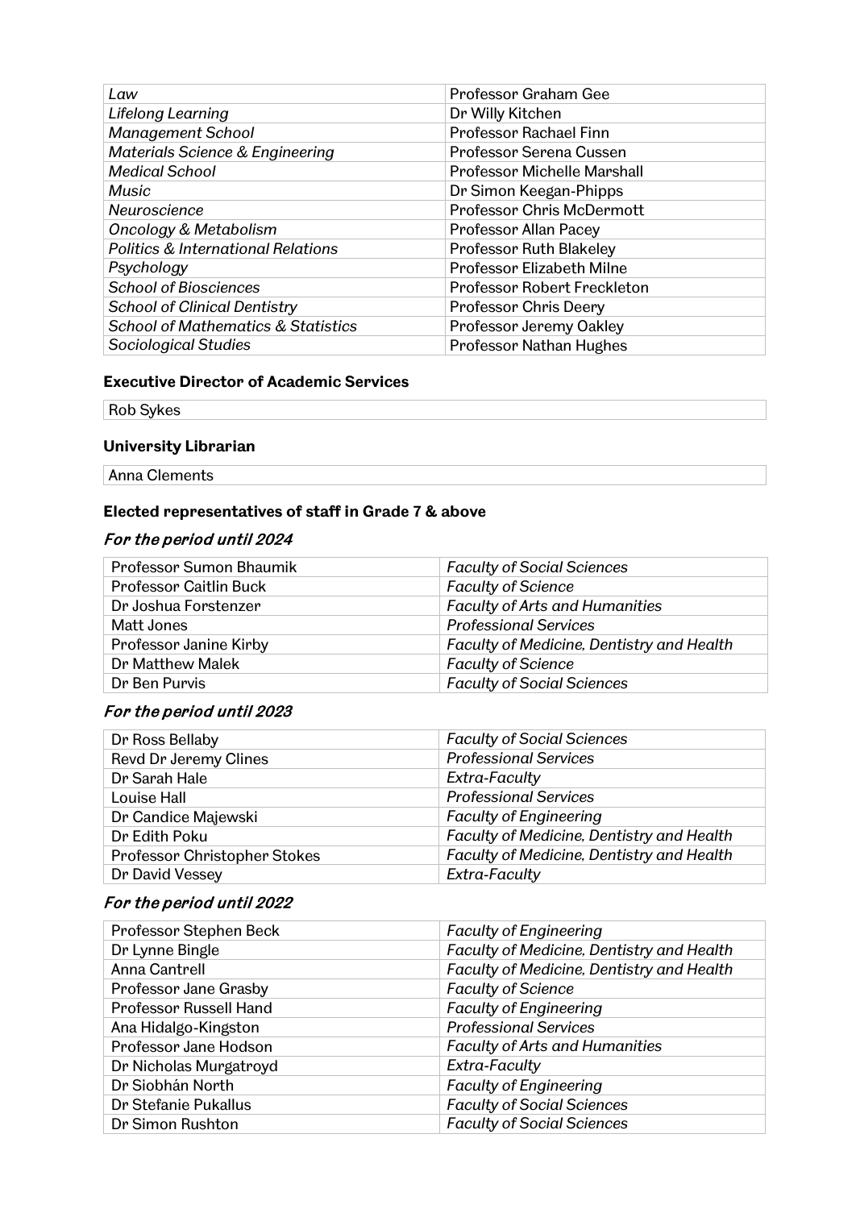| | |
|---|---|
| *Law* | Professor Graham Gee |
| *Lifelong Learning* | Dr Willy Kitchen |
| *Management School* | Professor Rachael Finn |
| *Materials Science & Engineering* | Professor Serena Cussen |
| *Medical School* | Professor Michelle Marshall |
| *Music* | Dr Simon Keegan-Phipps |
| *Neuroscience* | Professor Chris McDermott |
| *Oncology & Metabolism* | Professor Allan Pacey |
| *Politics & International Relations* | Professor Ruth Blakeley |
| *Psychology* | Professor Elizabeth Milne |
| *School of Biosciences* | Professor Robert Freckleton |
| *School of Clinical Dentistry* | Professor Chris Deery |
| *School of Mathematics & Statistics* | Professor Jeremy Oakley |
| *Sociological Studies* | Professor Nathan Hughes |

**Executive Director of Academic Services**

Rob Sykes

**University Librarian**

Anna Clements

**Elected representatives of staff in Grade 7 & above**

### *For the period until 2024*

| | |
|---|---|
| Professor Sumon Bhaumik | *Faculty of Social Sciences* |
| Professor Caitlin Buck | *Faculty of Science* |
| Dr Joshua Forstenzer | *Faculty of Arts and Humanities* |
| Matt Jones | *Professional Services* |
| Professor Janine Kirby | *Faculty of Medicine, Dentistry and Health* |
| Dr Matthew Malek | *Faculty of Science* |
| Dr Ben Purvis | *Faculty of Social Sciences* |

### *For the period until 2023*

| | |
|---|---|
| Dr Ross Bellaby | *Faculty of Social Sciences* |
| Revd Dr Jeremy Clines | *Professional Services* |
| Dr Sarah Hale | *Extra-Faculty* |
| Louise Hall | *Professional Services* |
| Dr Candice Majewski | *Faculty of Engineering* |
| Dr Edith Poku | *Faculty of Medicine, Dentistry and Health* |
| Professor Christopher Stokes | *Faculty of Medicine, Dentistry and Health* |
| Dr David Vessey | *Extra-Faculty* |

### *For the period until 2022*

| | |
|---|---|
| Professor Stephen Beck | *Faculty of Engineering* |
| Dr Lynne Bingle | *Faculty of Medicine, Dentistry and Health* |
| Anna Cantrell | *Faculty of Medicine, Dentistry and Health* |
| Professor Jane Grasby | *Faculty of Science* |
| Professor Russell Hand | *Faculty of Engineering* |
| Ana Hidalgo-Kingston | *Professional Services* |
| Professor Jane Hodson | *Faculty of Arts and Humanities* |
| Dr Nicholas Murgatroyd | *Extra-Faculty* |
| Dr Siobhán North | *Faculty of Engineering* |
| Dr Stefanie Pukallus | *Faculty of Social Sciences* |
| Dr Simon Rushton | *Faculty of Social Sciences* |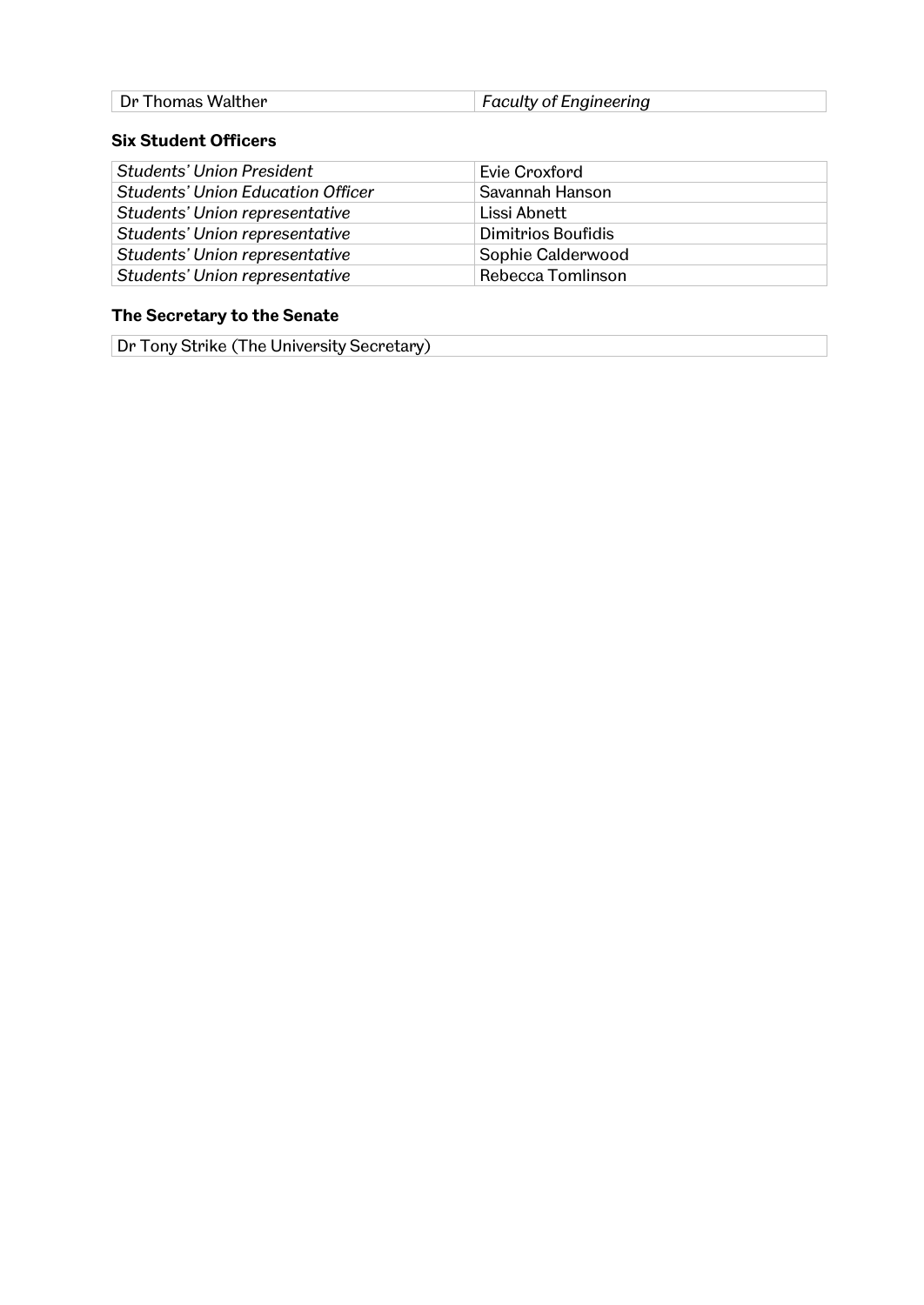| | |
|---|---|
| Dr Thomas Walther | *Faculty of Engineering* |

**Six Student Officers**

| | |
|---|---|
| *Students' Union President* | Evie Croxford |
| *Students' Union Education Officer* | Savannah Hanson |
| *Students' Union representative* | Lissi Abnett |
| *Students' Union representative* | Dimitrios Boufidis |
| *Students' Union representative* | Sophie Calderwood |
| *Students' Union representative* | Rebecca Tomlinson |

**The Secretary to the Senate**

| |
|---|
| Dr Tony Strike (The University Secretary) |